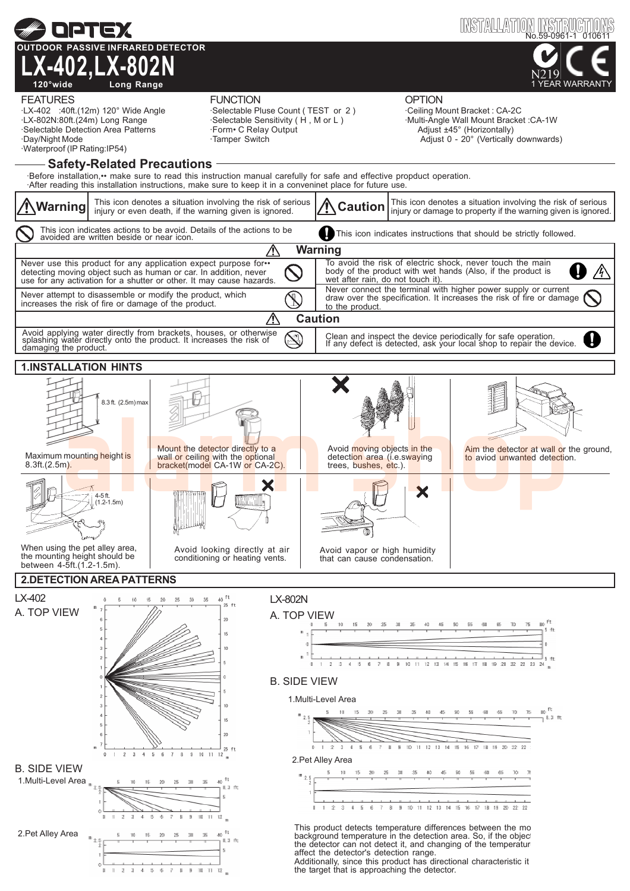# OPTEX

INSTALLATION INSTRUCTIONS
No.59-0961-1 010611

## OUTDOOR PASSIVE INFRARED DETECTOR

# LX-402,LX-802N

120°wide Long Range

N219 1 YEAR WARRANTY

**FEATURES**
- ·LX-402 :40ft.(12m) 120° Wide Angle
- ·LX-802N:80ft.(24m) Long Range
- ·Selectable Detection Area Patterns
- ·Day/Night Mode
- ·Waterproof (IP Rating:IP54)

**FUNCTION**
- ·Selectable Pluse Count ( TEST or 2 )
- ·Selectable Sensitivity ( H , M or L )
- ·Form• C Relay Output
- ·Tamper Switch

**OPTION**
- ·Ceiling Mount Bracket : CA-2C
- ·Multi-Angle Wall Mount Bracket :CA-1W
  - Adjust ±45° (Horizontally)
  - Adjust 0 - 20° (Vertically downwards)

## Safety-Related Precautions

·Before installation,•• make sure to read this instruction manual carefully for safe and effective propduct operation.
·After reading this installation instructions, make sure to keep it in a convenient place for future use.

| | |
|---|---|
| **Warning** This icon denotes a situation involving the risk of serious injury or even death, if the warning given is ignored. | **Caution** This icon denotes a situation involving the risk of serious injury or damage to property if the warning given is ignored. |
| This icon indicates actions to be avoid. Details of the actions to be avoided are written beside or near icon. | This icon indicates instructions that should be strictly followed. |

**Warning**

| | |
|---|---|
| Never use this product for any application expect purpose for•• detecting moving object such as human or car. In addition, never use for any activation for a shutter or other. It may cause hazards. | To avoid the risk of electric shock, never touch the main body of the product with wet hands (Also, if the product is wet after rain, do not touch it). |
| Never attempt to disassemble or modify the product, which increases the risk of fire or damage of the product. | Never connect the terminal with higher power supply or current draw over the specification. It increases the risk of fire or damage to the product. |

**Caution**

| | |
|---|---|
| Avoid applying water directly from brackets, houses, or otherwise splashing water directly onto the product. It increases the risk of damaging the product. | Clean and inspect the device periodically for safe operation. If any defect is detected, ask your local shop to repair the device. |

## 1.INSTALLATION HINTS

- Maximum mounting height is 8.3ft.(2.5m). (8.3 ft. (2.5m) max)
- Mount the detector directly to a wall or ceiling with the optional bracket(model CA-1W or CA-2C).
- Avoid moving objects in the detection area (i.e.swaying trees, bushes, etc.).
- Aim the detector at wall or the ground, to aviod unwanted detection.
- When using the pet alley area, the mounting height should be between 4-5ft.(1.2-1.5m). (4-5 ft. (1.2-1.5m))
- Avoid looking directly at air conditioning or heating vents.
- Avoid vapor or high humidity that can cause condensation.

## 2.DETECTION AREA PATTERNS

### LX-402

A. TOP VIEW

B. SIDE VIEW

1.Multi-Level Area

2.Pet Alley Area

### LX-802N

A. TOP VIEW

B. SIDE VIEW

1.Multi-Level Area

2.Pet Alley Area

This product detects temperature differences between the mo background temperature in the detection area. So, if the objec the detector can not detect it, and changing of the temperatur affect the detector's detection range.
Additionally, since this product has directional characteristic it the target that is approaching the detector.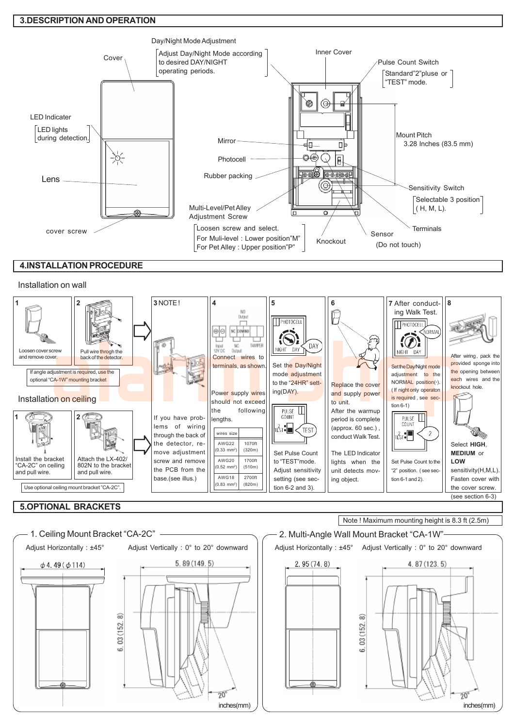## 3.DESCRIPTION AND OPERATION

Cover

Day/Night Mode Adjustment

Adjust Day/Night Mode according to desired DAY/NIGHT operating periods.

Inner Cover

Pulse Count Switch

Standard"2"pluse or "TEST" mode.

LED Indicater

LED lights during detection.

Mirror

Photocell

Lens

Rubber packing

Mount Pitch 3.28 Inches (83.5 mm)

Sensitivity Switch

Selectable 3 position ( H, M, L).

Multi-Level/Pet Alley Adjustment Screw

Loosen screw and select.
For Muli-level : Lower position"M"
For Pet Alley : Upper position"P"

cover screw

Knockout

Sensor (Do not touch)

Terminals

## 4.INSTALLATION PROCEDURE

### Installation on wall

1. Loosen cover screw and remove cover.

2. Pull wire throgh the back of the detector.

If angle adjustment is required, use the optional "CA-1W" mounting bracket

3. NOTE ! If you have problems of wiring through the back of the detector, remove adjustment screw and remove the PCB from the base.(see illus.)

4. Connect wires to terminals, as shown.

NO Output; ⊕ ⊖ Input 12V DC; NC COMMO Output; TAMPER

Power supply wires should not exceed the following lengths.

| wires size | |
|---|---|
| AWG22 (0.33 $mm^2$) | 1070ft (320m) |
| AWG20 (0.52 $mm^2$) | 1700ft (510m) |
| AWG18 (0.83 $mm^2$) | 2700ft (820m) |

5. Set the Day/Night mode adjustment to the "24HR" setting(DAY).

Set Pulse Count to "TEST"mode. Adjust sensitivity setting (see section 6-2 and 3).

6. Replace the cover and supply power to unit.

After the warmup period is complete (approx. 60 sec.) , conduct Walk Test.

The LED Indicator lights when the unit detects moving object.

7. After conducting Walk Test.

Set the Day/Night mode adjustment to the NORMAL position(·). ( If night only operaton is required , see section 6-1)

Set Pulse Count to the "2" position. ( see section 6-1 and 2).

8. After wiring, pack the provided sponge into the opening between each wires and the knockout hole.

Select **HIGH**, **MEDIUM** or **LOW** sensitivity(H,M,L). Fasten cover with the cover screw. (see section 6-3)

### Installation on ceiling

1. Install the bracket "CA-2C" on ceiling and pull wire.

2. Attach the LX-402/ 802N to the bracket and pull wire.

Use optional ceiling mount bracket "CA-2C".

## 5.OPTIONAL BRACKETS

Note ! Maximum mounting height is 8.3 ft (2.5m)

### 1. Ceiling Mount Bracket "CA-2C"

Adjust Horizontally : ±45°    Adjust Vertically : 0° to 20° downward

$\phi$4.49 ($\phi$114)    5.89 (149.5)    6.03 (152.8)    20°

inches(mm)

### 2. Multi-Angle Wall Mount Bracket "CA-1W"

Adjust Horizontally : ±45°    Adjust Vertically : 0° to 20° downward

2.95 (74.8)    4.87 (123.5)    6.03 (152.8)    20°

inches(mm)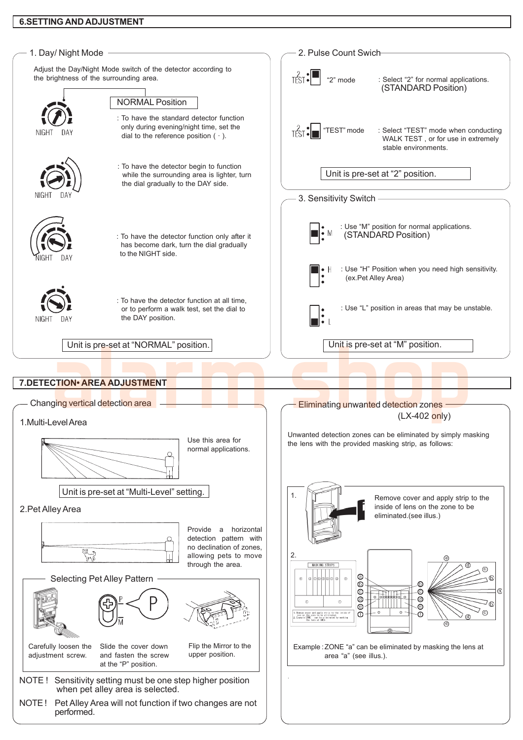## 6.SETTING AND ADJUSTMENT

### 1. Day/ Night Mode

Adjust the Day/Night Mode switch of the detector according to the brightness of the surrounding area.

NORMAL Position

: To have the standard detector function only during evening/night time, set the dial to the reference position ( · ).

: To have the detector begin to function while the surrounding area is lighter, turn the dial gradually to the DAY side.

: To have the detector function only after it has become dark, turn the dial gradually to the NIGHT side.

: To have the detector function at all time, or to perform a walk test, set the dial to the DAY position.

Unit is pre-set at “NORMAL” position.

### 2. Pulse Count Swich

“2” mode : Select “2” for normal applications. (STANDARD Position)

“TEST” mode : Select “TEST” mode when conducting WALK TEST , or for use in extremely stable environments.

Unit is pre-set at “2” position.

### 3. Sensitivity Switch

: Use “M” position for normal applications. (STANDARD Position)

: Use “H” Position when you need high sensitivity. (ex.Pet Alley Area)

: Use “L” position in areas that may be unstable.

Unit is pre-set at “M” position.

## 7.DETECTION• AREA ADJUSTMENT

### Changing vertical detection area

1.Multi-Level Area

Use this area for normal applications.

Unit is pre-set at “Multi-Level” setting.

2.Pet Alley Area

Provide a horizontal detection pattern with no declination of zones, allowing pets to move through the area.

#### Selecting Pet Alley Pattern

Carefully loosen the adjustment screw.

Slide the cover down and fasten the screw at the “P” position.

Flip the Mirror to the upper position.

NOTE ! Sensitivity setting must be one step higher position when pet alley area is selected.

NOTE ! Pet Alley Area will not function if two changes are not performed.

### Eliminating unwanted detection zones (LX-402 only)

Unwanted detection zones can be eliminated by simply masking the lens with the provided masking strip, as follows:

1. Remove cover and apply strip to the inside of lens on the zone to be eliminated.(see illus.)

2. MASKING STRIPS

Example : ZONE “a” can be eliminated by masking the lens at area “a” (see illus.).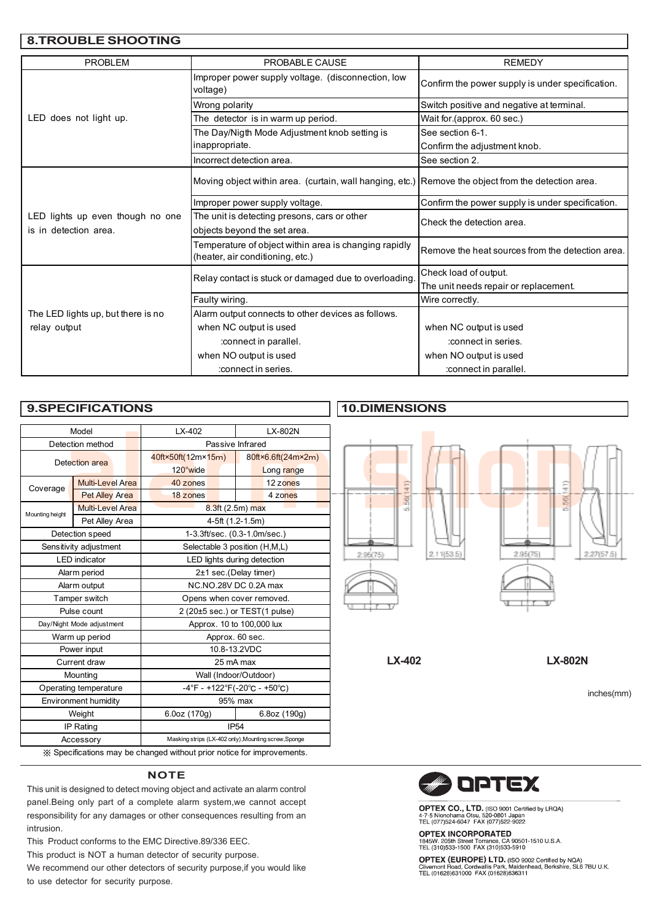## 8.TROUBLE SHOOTING

| PROBLEM | PROBABLE CAUSE | REMEDY |
|---|---|---|
| LED does not light up. | Improper power supply voltage. (disconnection, low voltage) | Confirm the power supply is under specification. |
| | Wrong polarity | Switch positive and negative at terminal. |
| | The detector is in warm up period. | Wait for.(approx. 60 sec.) |
| | The Day/Nigth Mode Adjustment knob setting is inappropriate. | See section 6-1. Confirm the adjustment knob. |
| | Incorrect detection area. | See section 2. |
| LED lights up even though no one is in detection area. | Moving object within area. (curtain, wall hanging, etc.) | Remove the object from the detection area. |
| | Improper power supply voltage. | Confirm the power supply is under specification. |
| | The unit is detecting presons, cars or other objects beyond the set area. | Check the detection area. |
| | Temperature of object within area is changing rapidly (heater, air conditioning, etc.) | Remove the heat sources from the detection area. |
| The LED lights up, but there is no relay output | Relay contact is stuck or damaged due to overloading. | Check load of output. The unit needs repair or replacement. |
| | Faulty wiring. | Wire correctly. |
| | Alarm output connects to other devices as follows. when NC output is used :connect in parallel. when NO output is used :connect in series. | when NC output is used :connect in series. when NO output is used :connect in parallel. |

## 9.SPECIFICATIONS

| Model | | LX-402 | LX-802N |
|---|---|---|---|
| Detection method | | Passive Infrared | |
| Detection area | | 40ft×50ft(12m×15m) 120°wide | 80ft×6.6ft(24m×2m) Long range |
| Coverage | Multi-Level Area | 40 zones | 12 zones |
| | Pet Alley Area | 18 zones | 4 zones |
| Mounting height | Multi-Level Area | 8.3ft (2.5m) max | |
| | Pet Alley Area | 4-5ft (1.2-1.5m) | |
| Detection speed | | 1-3.3ft/sec. (0.3-1.0m/sec.) | |
| Sensitivity adjustment | | Selectable 3 position (H,M,L) | |
| LED indicator | | LED lights during detection | |
| Alarm period | | 2±1 sec.(Delay timer) | |
| Alarm output | | NC.NO.28V DC 0.2A max | |
| Tamper switch | | Opens when cover removed. | |
| Pulse count | | 2 (20±5 sec.) or TEST(1 pulse) | |
| Day/Night Mode adjustment | | Approx. 10 to 100,000 lux | |
| Warm up period | | Approx. 60 sec. | |
| Power input | | 10.8-13.2VDC | |
| Current draw | | 25 mA max | |
| Mounting | | Wall (Indoor/Outdoor) | |
| Operating temperature | | -4°F - +122°F(-20°C - +50°C) | |
| Environment humidity | | 95% max | |
| Weight | | 6.0oz (170g) | 6.8oz (190g) |
| IP Rating | | IP54 | |
| Accessory | | Masking strips (LX-402 only),Mounting screw,Sponge | |

※ Specifications may be changed without prior notice for improvements.

## 10.DIMENSIONS

5.56(141)
2.95(75)
2.11(53.5)
5.56(141)
2.95(75)
2.27(57.5)

LX-402

LX-802N

inches(mm)

### NOTE

This unit is designed to detect moving object and activate an alarm control panel.Being only part of a complete alarm system,we cannot accept responsibility for any damages or other consequences resulting from an intrusion.

This Product conforms to the EMC Directive.89/336 EEC.

This product is NOT a human detector of security purpose.

We recommend our other detectors of security purpose,if you would like to use detector for security purpose.

OPTEX

**OPTEX CO., LTD.** (ISO 9001 Certified by LRQA)
4-7-5 Nionohama Otsu, 520-0801 Japan
TEL (077)524-6047 FAX (077)522-9022

**OPTEX INCORPORATED**
1845W. 205th Street Torrance, CA 90501-1510 U.S.A.
TEL (310)533-1500 FAX (310)533-5910

**OPTEX (EUROPE) LTD.** (ISO 9002 Certified by NQA)
Clivemont Road, Cordwallis Park, Maidenhead, Berkshire, SL6 7BU U.K.
TEL (01628)631000 FAX (01628)636311